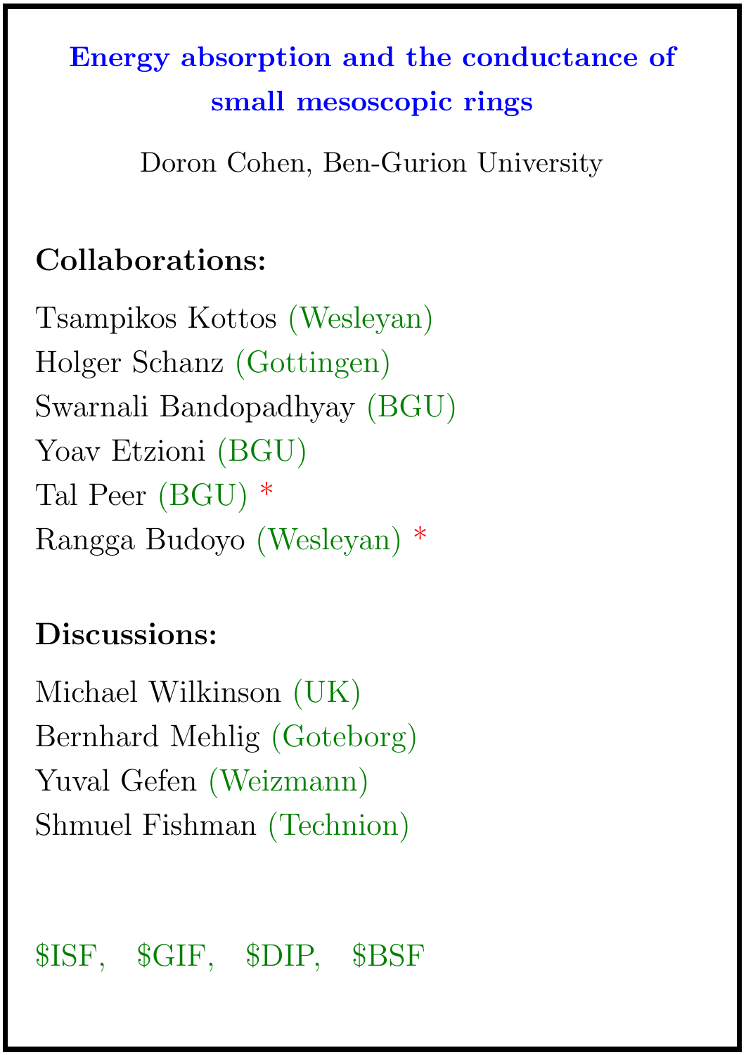# Energy absorption and the conductance of small mesoscopic rings

Doron Cohen, Ben-Gurion University

**Collaborations:**

Tsampikos Kottos (Wesleyan)
Holger Schanz (Gottingen)
Swarnali Bandopadhyay (BGU)
Yoav Etzioni (BGU)
Tal Peer (BGU) *
Rangga Budoyo (Wesleyan) *

**Discussions:**

Michael Wilkinson (UK)
Bernhard Mehlig (Goteborg)
Yuval Gefen (Weizmann)
Shmuel Fishman (Technion)

$ISF, $GIF, $DIP, $BSF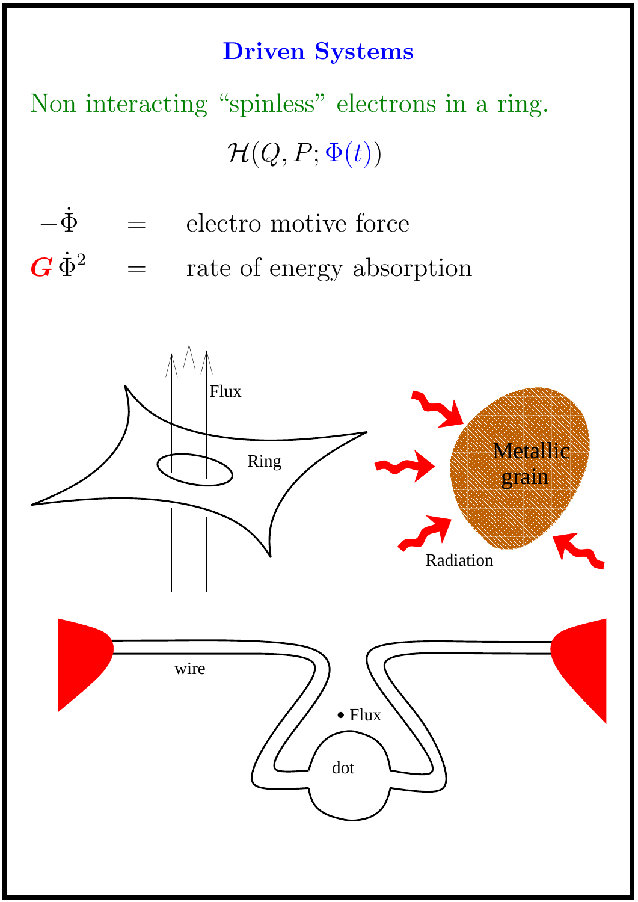# Driven Systems

Non interacting "spinless" electrons in a ring.

$$\mathcal{H}(Q, P; \Phi(t))$$

$$-\dot{\Phi} \quad = \quad \text{electro motive force}$$

$$G\,\dot{\Phi}^2 \quad = \quad \text{rate of energy absorption}$$

Flux

Ring

Metallic grain

Radiation

wire

Flux

dot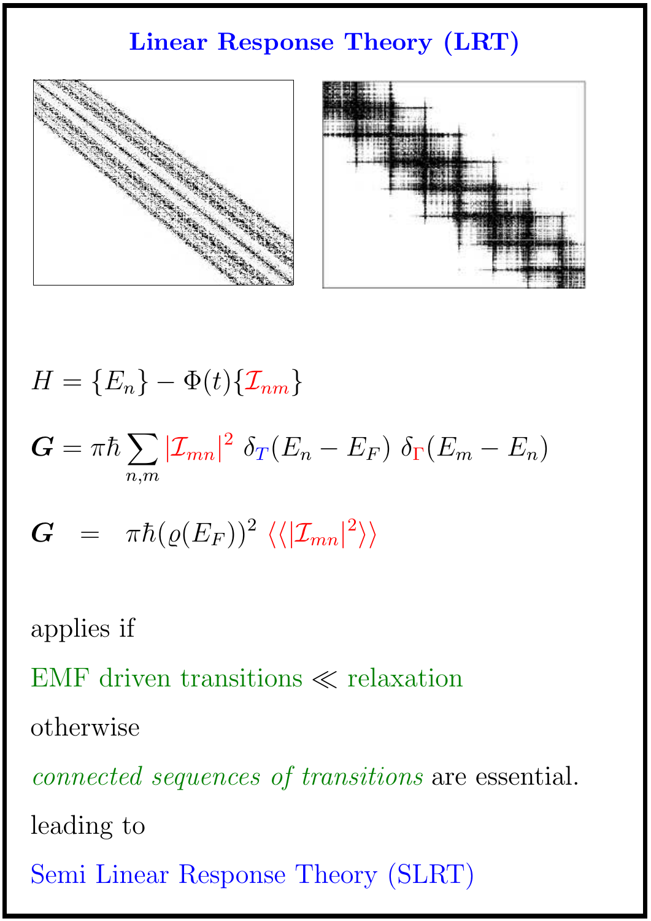# Linear Response Theory (LRT)

$$H = \{E_n\} - \Phi(t)\{\mathcal{I}_{nm}\}$$

$$\boldsymbol{G} = \pi\hbar \sum_{n,m} |\mathcal{I}_{mn}|^2 \; \delta_T(E_n - E_F) \; \delta_\Gamma(E_m - E_n)$$

$$\boldsymbol{G} \;\; = \;\; \pi\hbar(\varrho(E_F))^2 \; \langle\langle|\mathcal{I}_{mn}|^2\rangle\rangle$$

applies if

EMF driven transitions $\ll$ relaxation

otherwise

*connected sequences of transitions* are essential.

leading to

Semi Linear Response Theory (SLRT)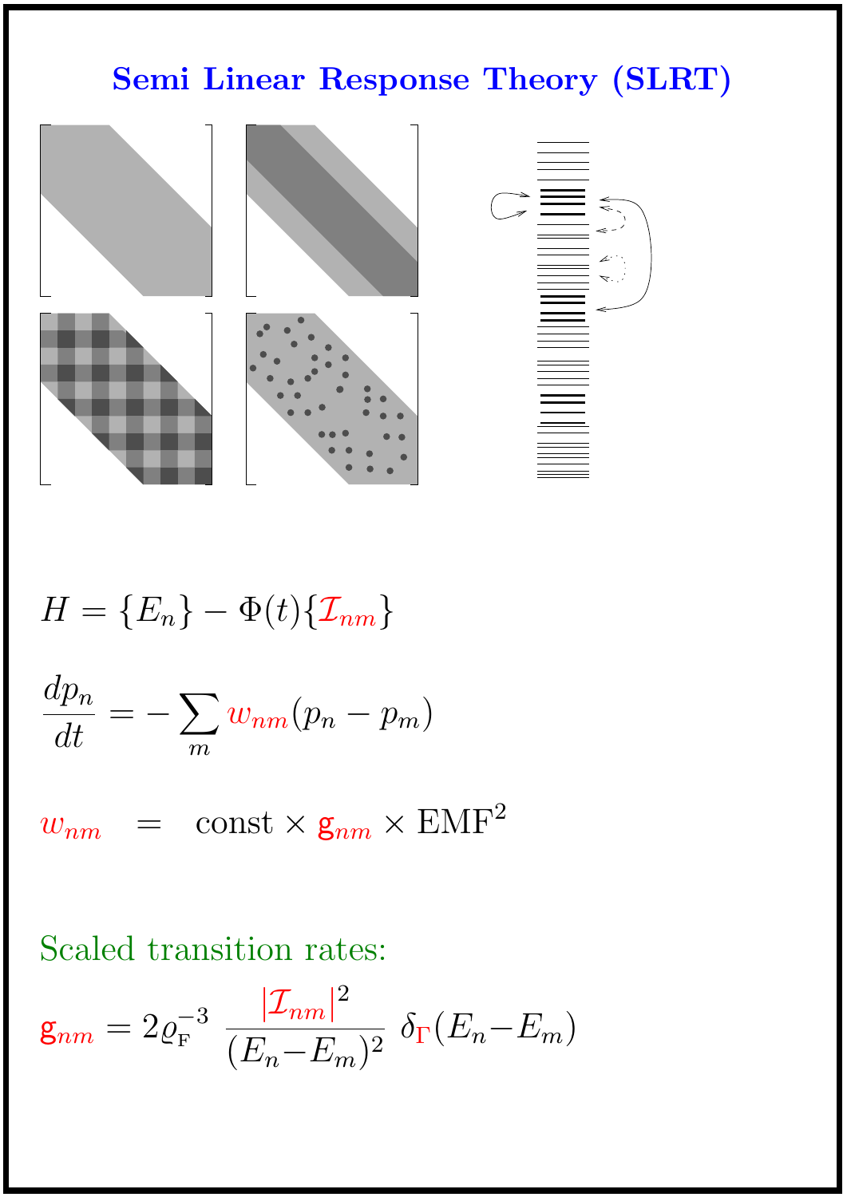# Semi Linear Response Theory (SLRT)

$$H = \{E_n\} - \Phi(t)\{\mathcal{I}_{nm}\}$$

$$\frac{dp_n}{dt} = -\sum_m w_{nm}(p_n - p_m)$$

$$w_{nm} \quad = \quad \text{const} \times \mathsf{g}_{nm} \times \text{EMF}^2$$

Scaled transition rates:

$$\mathsf{g}_{nm} = 2\varrho_{\text{F}}^{-3} \; \frac{|\mathcal{I}_{nm}|^2}{(E_n - E_m)^2} \; \delta_{\Gamma}(E_n - E_m)$$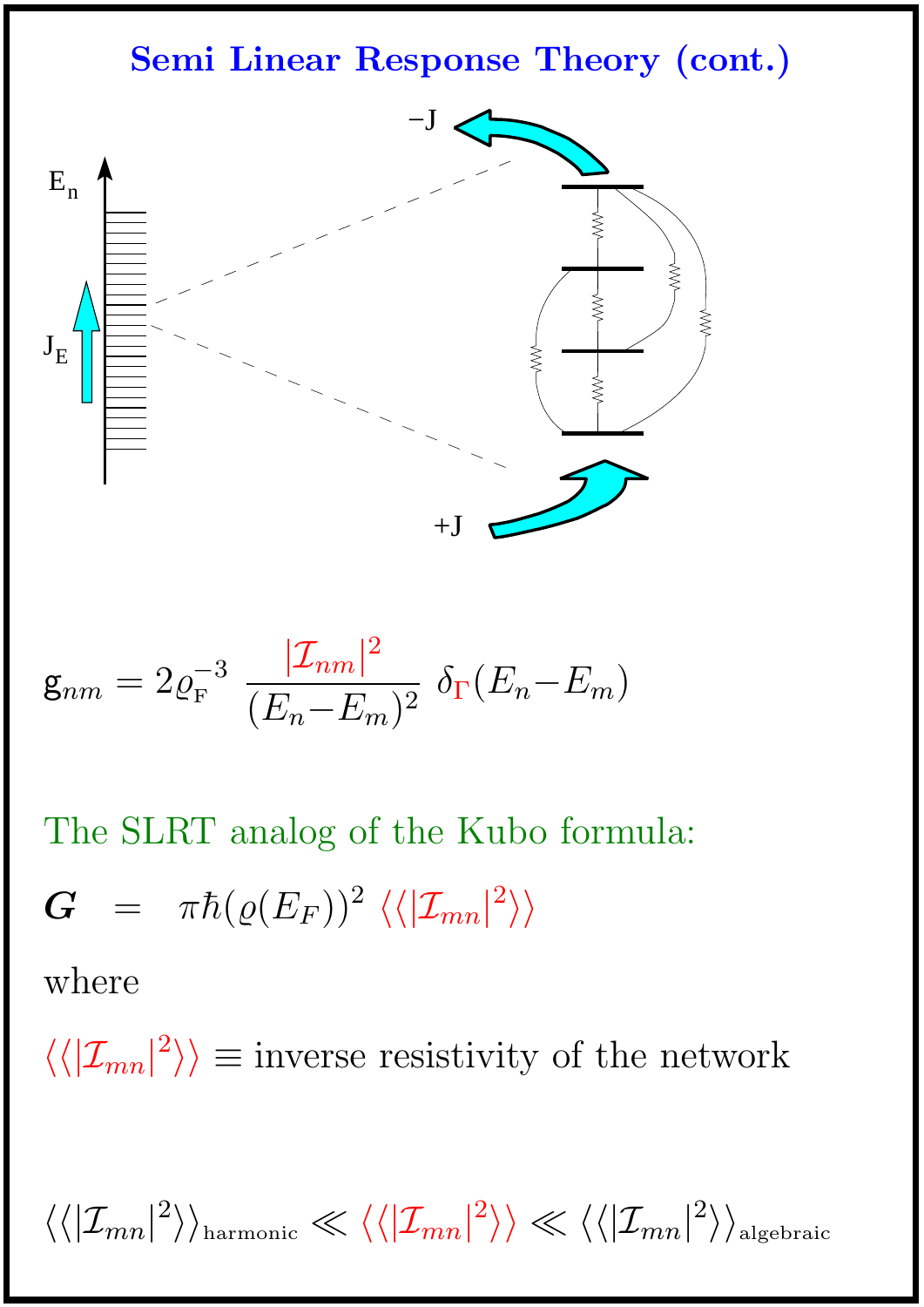# Semi Linear Response Theory (cont.)

$$\mathsf{g}_{nm} = 2\varrho_{\text{F}}^{-3} \ \frac{|\mathcal{I}_{nm}|^2}{(E_n - E_m)^2} \ \delta_{\Gamma}(E_n - E_m)$$

The SLRT analog of the Kubo formula:

$$\boldsymbol{G} \ = \ \pi\hbar(\varrho(E_F))^2 \ \langle\langle|\mathcal{I}_{mn}|^2\rangle\rangle$$

where

$\langle\langle|\mathcal{I}_{mn}|^2\rangle\rangle \equiv$ inverse resistivity of the network

$$\langle\langle|\mathcal{I}_{mn}|^2\rangle\rangle_{\text{harmonic}} \ll \langle\langle|\mathcal{I}_{mn}|^2\rangle\rangle \ll \langle\langle|\mathcal{I}_{mn}|^2\rangle\rangle_{\text{algebraic}}$$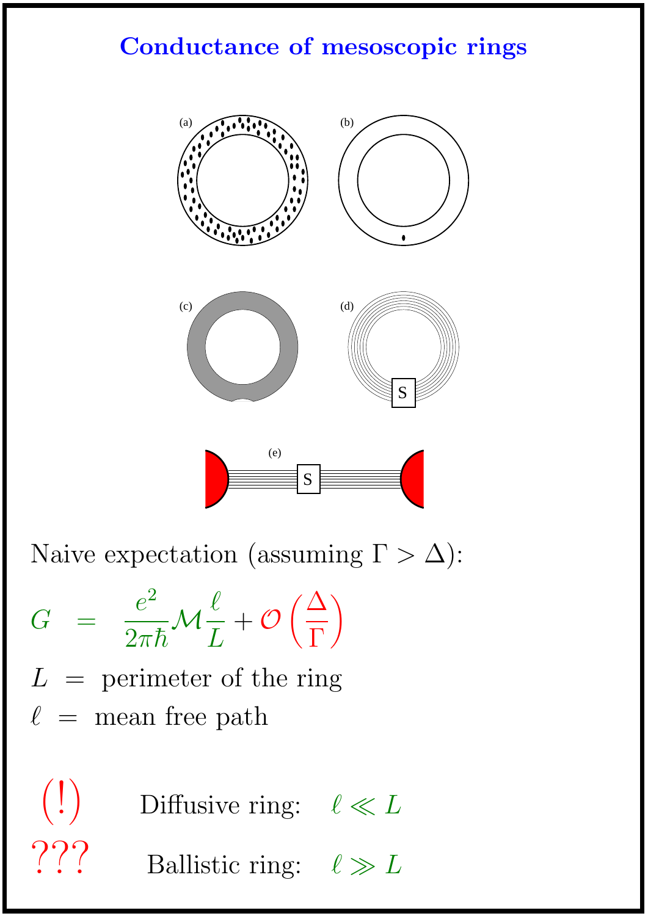# Conductance of mesoscopic rings

(a) (b)

(c) (d)

(e)

Naive expectation (assuming $\Gamma > \Delta$):

$$G \;=\; \frac{e^2}{2\pi\hbar}\mathcal{M}\frac{\ell}{L} + \mathcal{O}\left(\frac{\Delta}{\Gamma}\right)$$

$L$ = perimeter of the ring

$\ell$ = mean free path

(!) Diffusive ring: $\ell \ll L$

??? Ballistic ring: $\ell \gg L$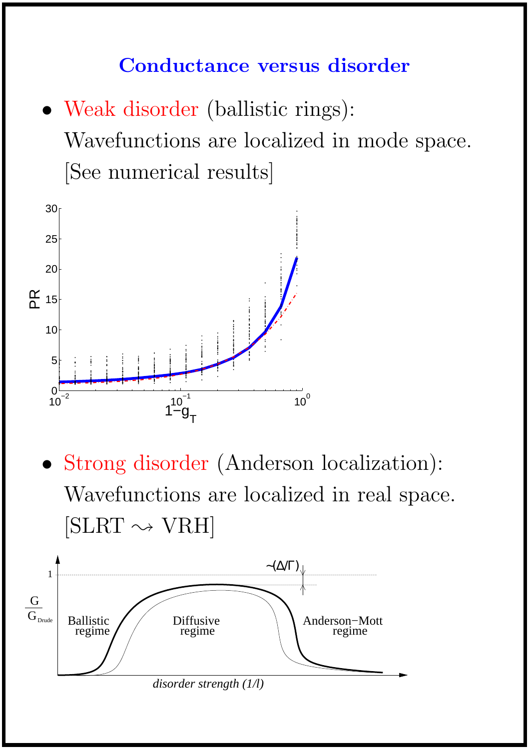## Conductance versus disorder

- Weak disorder (ballistic rings):
  Wavefunctions are localized in mode space.
  [See numerical results]

- Strong disorder (Anderson localization):
  Wavefunctions are localized in real space.
  [SLRT $\rightsquigarrow$ VRH]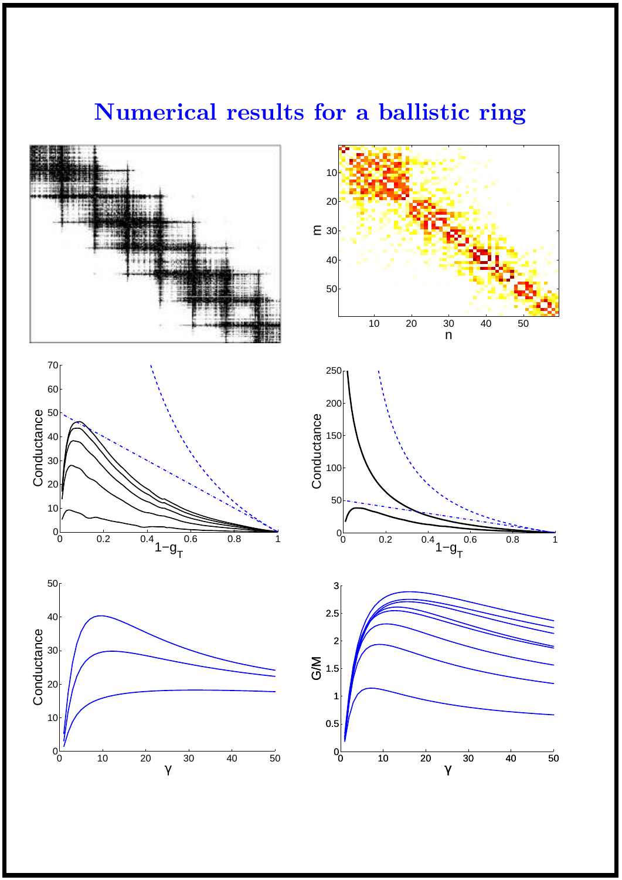# Numerical results for a ballistic ring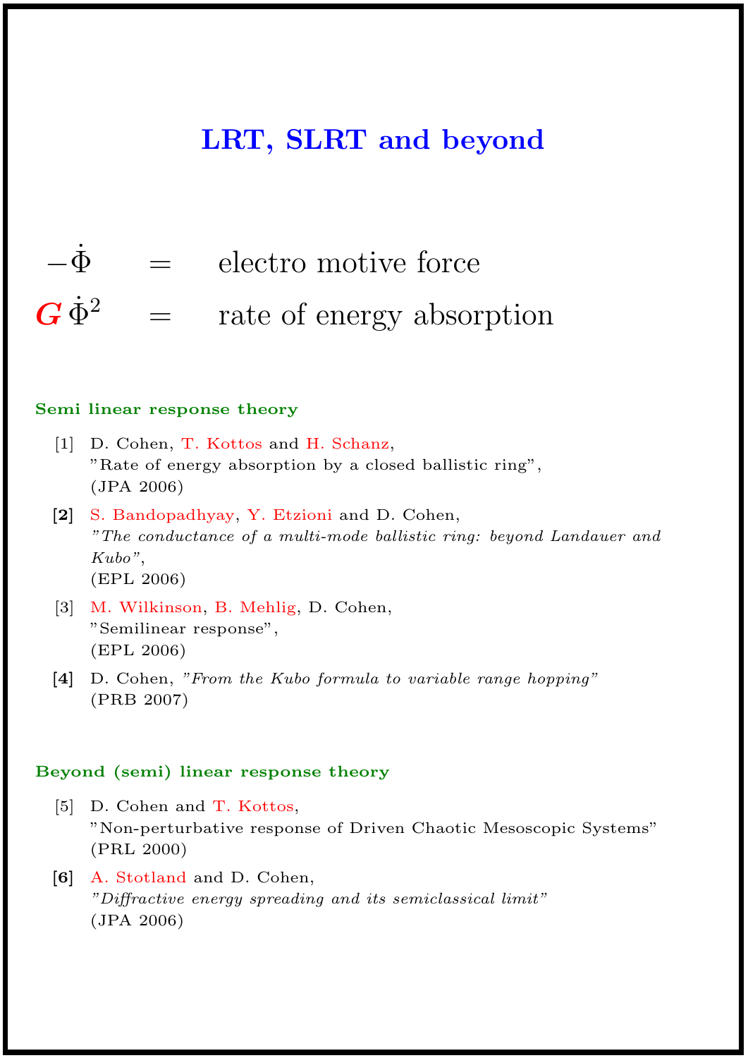# LRT, SLRT and beyond

$$-\dot{\Phi} \quad = \quad \text{electro motive force}$$

$$G\,\dot{\Phi}^2 \quad = \quad \text{rate of energy absorption}$$

### Semi linear response theory

[1] D. Cohen, T. Kottos and H. Schanz,
"Rate of energy absorption by a closed ballistic ring",
(JPA 2006)

**[2]** S. Bandopadhyay, Y. Etzioni and D. Cohen,
*"The conductance of a multi-mode ballistic ring: beyond Landauer and Kubo"*,
(EPL 2006)

[3] M. Wilkinson, B. Mehlig, D. Cohen,
"Semilinear response",
(EPL 2006)

**[4]** D. Cohen, *"From the Kubo formula to variable range hopping"*
(PRB 2007)

### Beyond (semi) linear response theory

[5] D. Cohen and T. Kottos,
"Non-perturbative response of Driven Chaotic Mesoscopic Systems"
(PRL 2000)

**[6]** A. Stotland and D. Cohen,
*"Diffractive energy spreading and its semiclassical limit"*
(JPA 2006)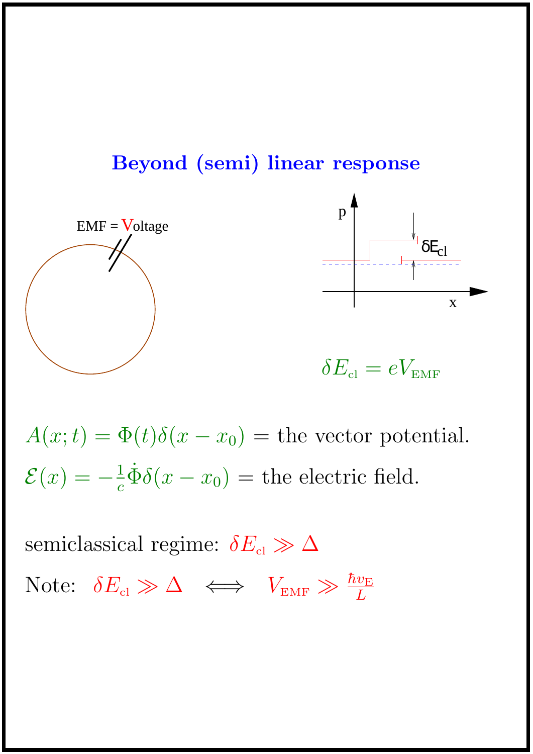## Beyond (semi) linear response

EMF = Voltage

p

$\delta E_{\rm cl}$

x

$$\delta E_{\rm cl} = eV_{\rm EMF}$$

$A(x;t) = \Phi(t)\delta(x-x_0)$ = the vector potential.

$\mathcal{E}(x) = -\frac{1}{c}\dot{\Phi}\delta(x-x_0)$ = the electric field.

semiclassical regime: $\delta E_{\rm cl} \gg \Delta$

Note: $\delta E_{\rm cl} \gg \Delta \iff V_{\rm EMF} \gg \frac{\hbar v_{\rm E}}{L}$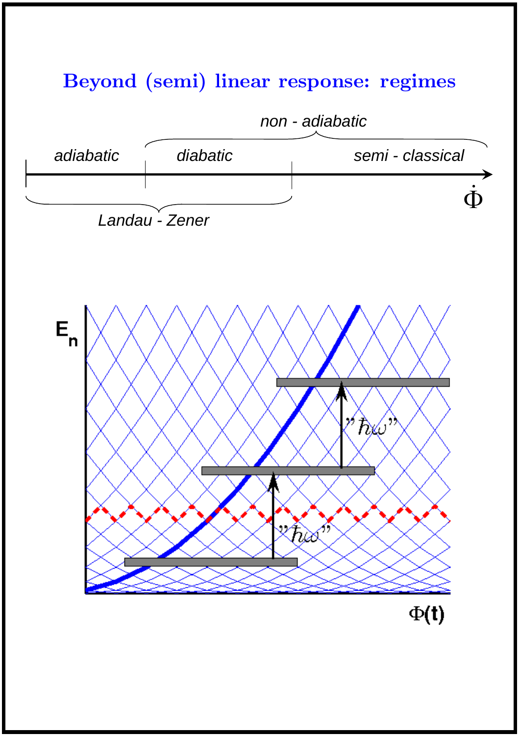# Beyond (semi) linear response: regimes

*non - adiabatic*

*adiabatic* | *diabatic* | *semi - classical*

$\dot{\Phi}$

*Landau - Zener*

$E_n$

"$\hbar\omega$"

"$\hbar\omega$"

$\Phi(t)$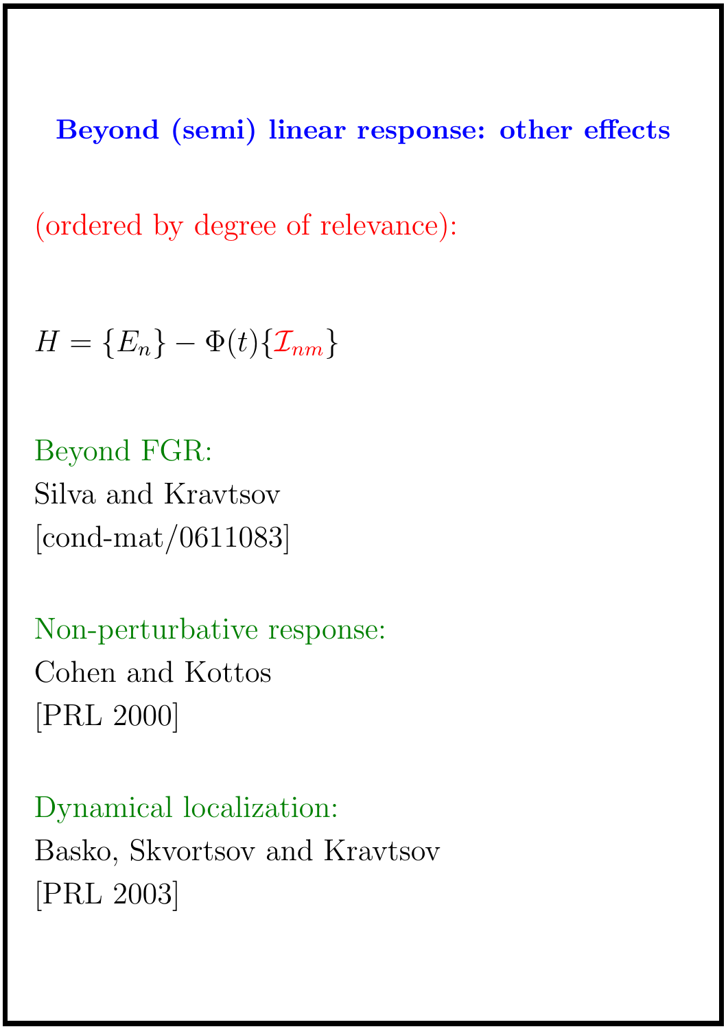## Beyond (semi) linear response: other effects

(ordered by degree of relevance):

$$H = \{E_n\} - \Phi(t)\{\mathcal{I}_{nm}\}$$

Beyond FGR:
Silva and Kravtsov
[cond-mat/0611083]

Non-perturbative response:
Cohen and Kottos
[PRL 2000]

Dynamical localization:
Basko, Skvortsov and Kravtsov
[PRL 2003]